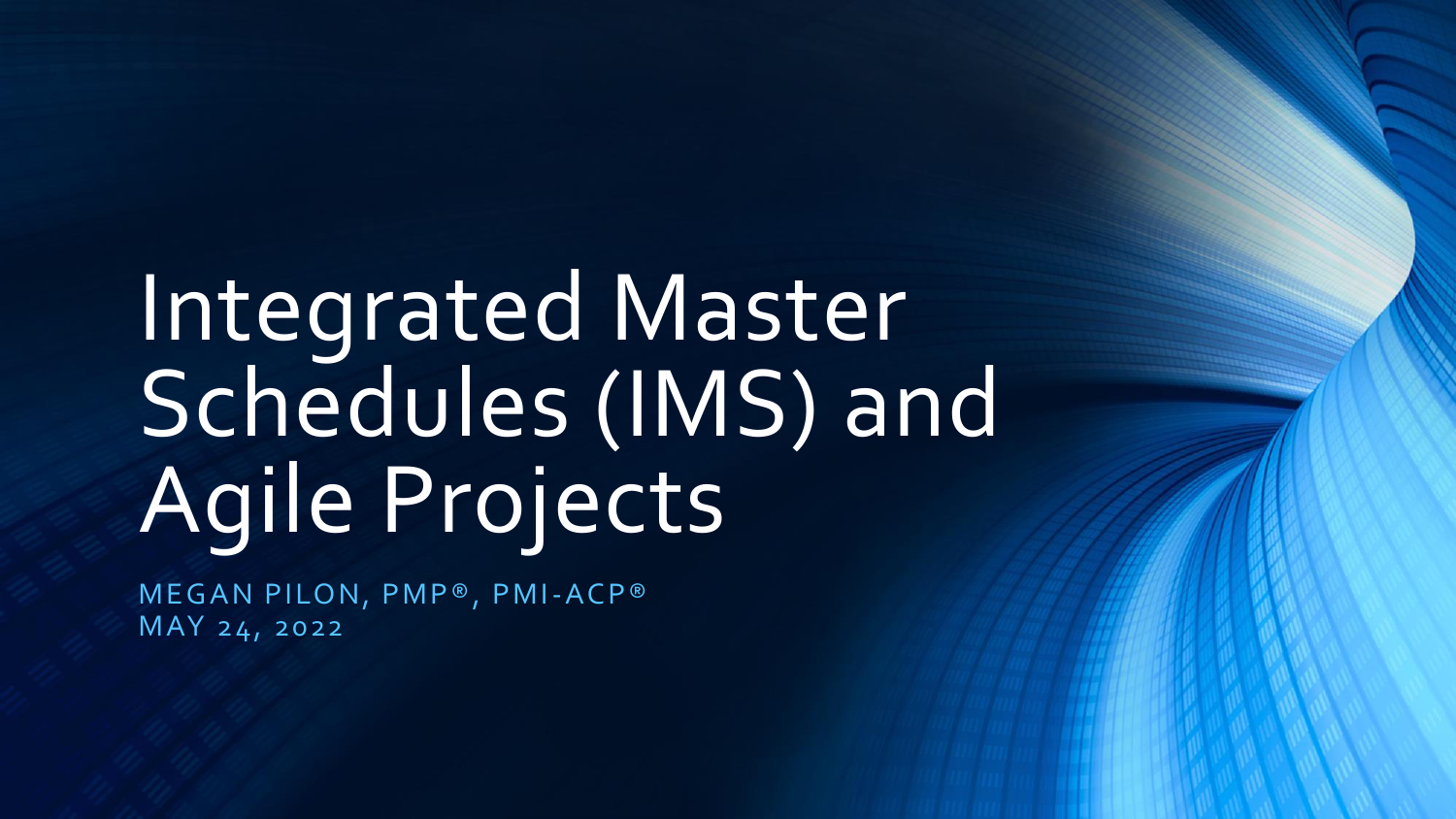# Integrated Master Schedules (IMS) and Agile Projects

MEGAN PILON, PMP®, PMI-ACP®
MAY 24, 2022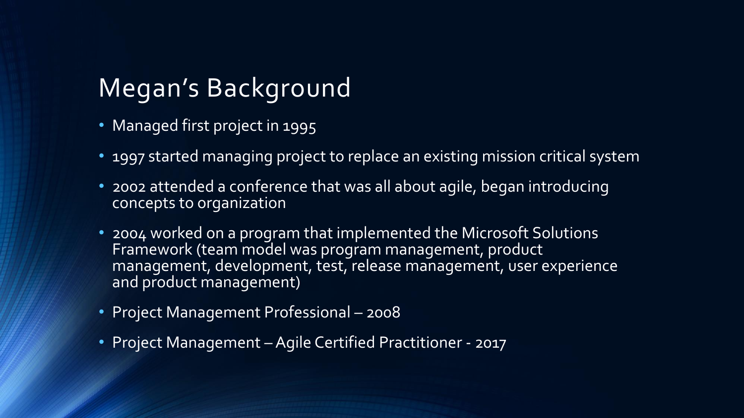# Megan's Background

- Managed first project in 1995
- 1997 started managing project to replace an existing mission critical system
- 2002 attended a conference that was all about agile, began introducing concepts to organization
- 2004 worked on a program that implemented the Microsoft Solutions Framework (team model was program management, product management, development, test, release management, user experience and product management)
- Project Management Professional – 2008
- Project Management – Agile Certified Practitioner - 2017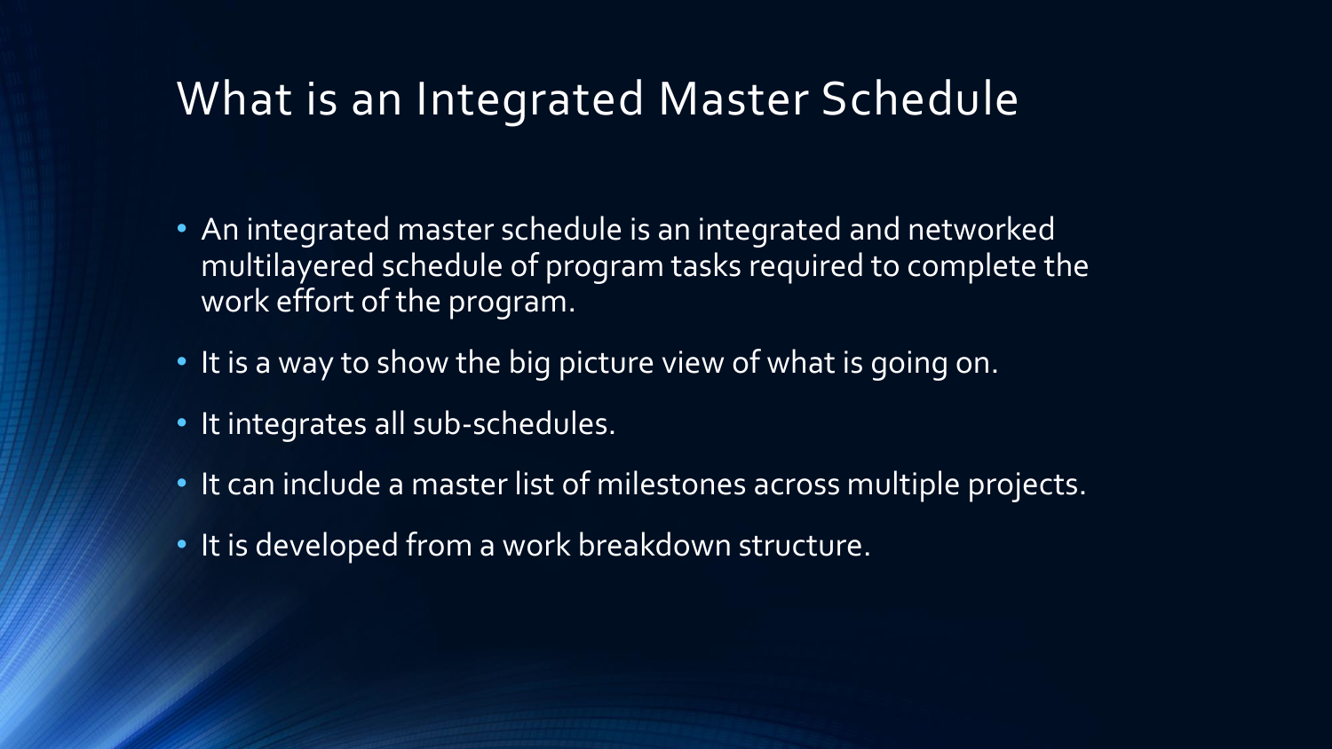# What is an Integrated Master Schedule

- An integrated master schedule is an integrated and networked multilayered schedule of program tasks required to complete the work effort of the program.
- It is a way to show the big picture view of what is going on.
- It integrates all sub-schedules.
- It can include a master list of milestones across multiple projects.
- It is developed from a work breakdown structure.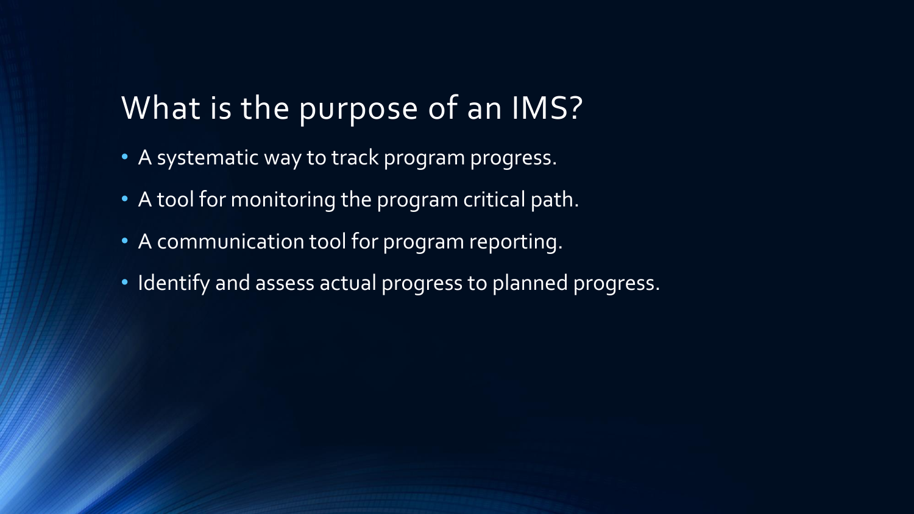# What is the purpose of an IMS?

- A systematic way to track program progress.
- A tool for monitoring the program critical path.
- A communication tool for program reporting.
- Identify and assess actual progress to planned progress.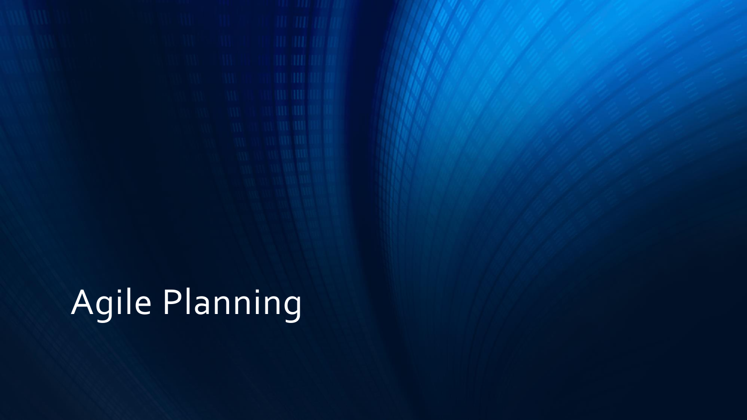# Agile Planning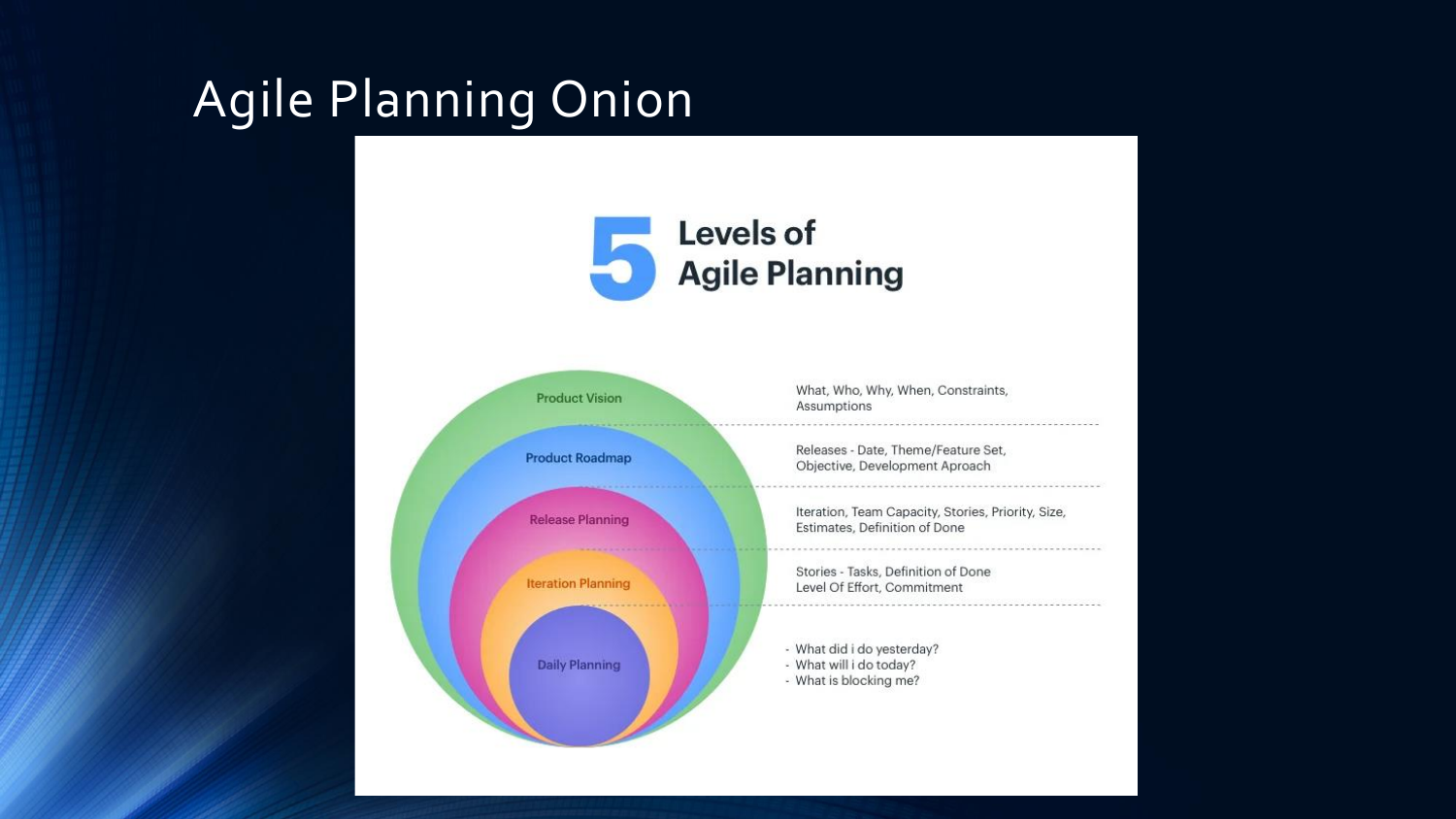# Agile Planning Onion

## 5 Levels of Agile Planning

| Level | Details |
| --- | --- |
| Product Vision | What, Who, Why, When, Constraints, Assumptions |
| Product Roadmap | Releases - Date, Theme/Feature Set, Objective, Development Aproach |
| Release Planning | Iteration, Team Capacity, Stories, Priority, Size, Estimates, Definition of Done |
| Iteration Planning | Stories - Tasks, Definition of Done Level Of Effort, Commitment |
| Daily Planning | - What did i do yesterday? - What will i do today? - What is blocking me? |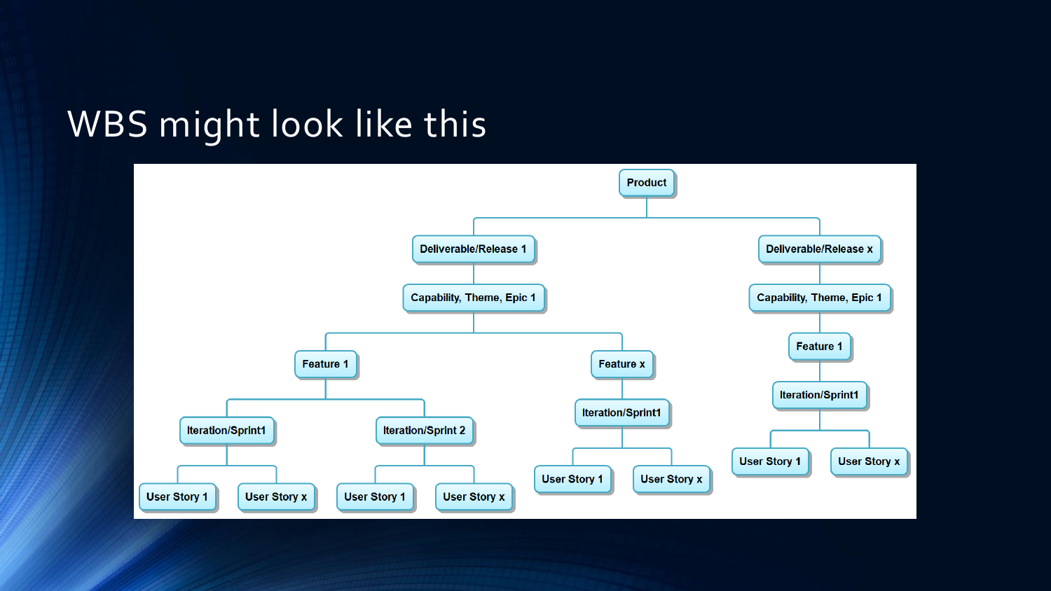# WBS might look like this

- Product
  - Deliverable/Release 1
    - Capability, Theme, Epic 1
      - Feature 1
        - Iteration/Sprint1
          - User Story 1
          - User Story x
        - Iteration/Sprint 2
          - User Story 1
          - User Story x
      - Feature x
        - Iteration/Sprint1
          - User Story 1
          - User Story x
  - Deliverable/Release x
    - Capability, Theme, Epic 1
      - Feature 1
        - Iteration/Sprint1
          - User Story 1
          - User Story x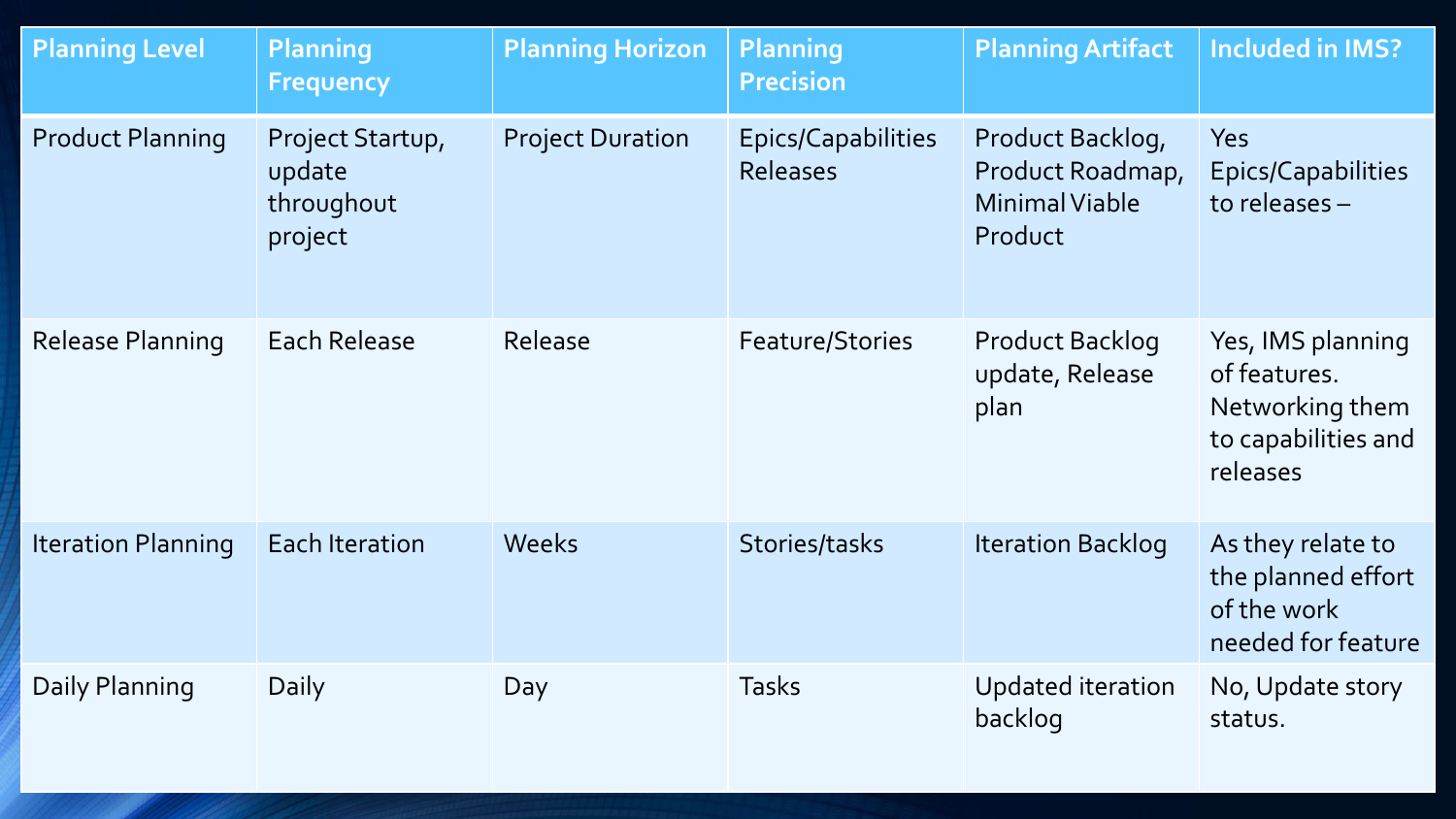| Planning Level | Planning Frequency | Planning Horizon | Planning Precision | Planning Artifact | Included in IMS? |
|---|---|---|---|---|---|
| Product Planning | Project Startup, update throughout project | Project Duration | Epics/Capabilities Releases | Product Backlog, Product Roadmap, Minimal Viable Product | Yes Epics/Capabilities to releases – |
| Release Planning | Each Release | Release | Feature/Stories | Product Backlog update, Release plan | Yes, IMS planning of features. Networking them to capabilities and releases |
| Iteration Planning | Each Iteration | Weeks | Stories/tasks | Iteration Backlog | As they relate to the planned effort of the work needed for feature |
| Daily Planning | Daily | Day | Tasks | Updated iteration backlog | No, Update story status. |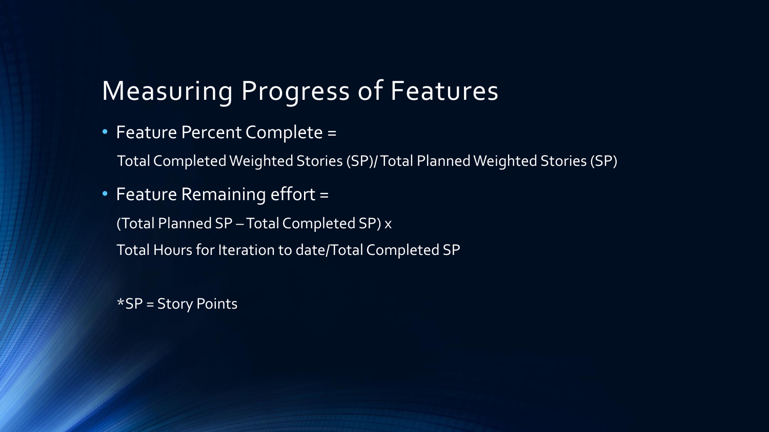# Measuring Progress of Features

- Feature Percent Complete =

  Total Completed Weighted Stories (SP)/ Total Planned Weighted Stories (SP)

- Feature Remaining effort =

  (Total Planned SP – Total Completed SP) x

  Total Hours for Iteration to date/Total Completed SP

*SP = Story Points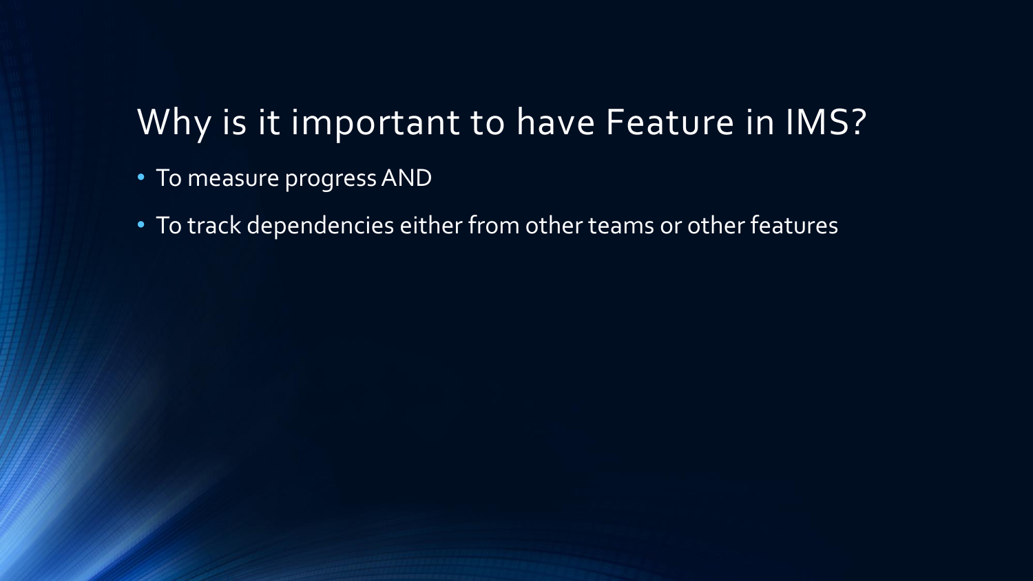# Why is it important to have Feature in IMS?

- To measure progress AND
- To track dependencies either from other teams or other features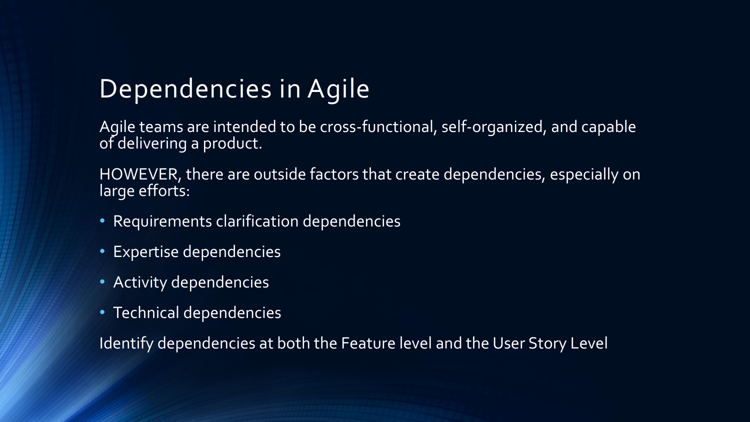# Dependencies in Agile

Agile teams are intended to be cross-functional, self-organized, and capable of delivering a product.

HOWEVER, there are outside factors that create dependencies, especially on large efforts:

- Requirements clarification dependencies
- Expertise dependencies
- Activity dependencies
- Technical dependencies

Identify dependencies at both the Feature level and the User Story Level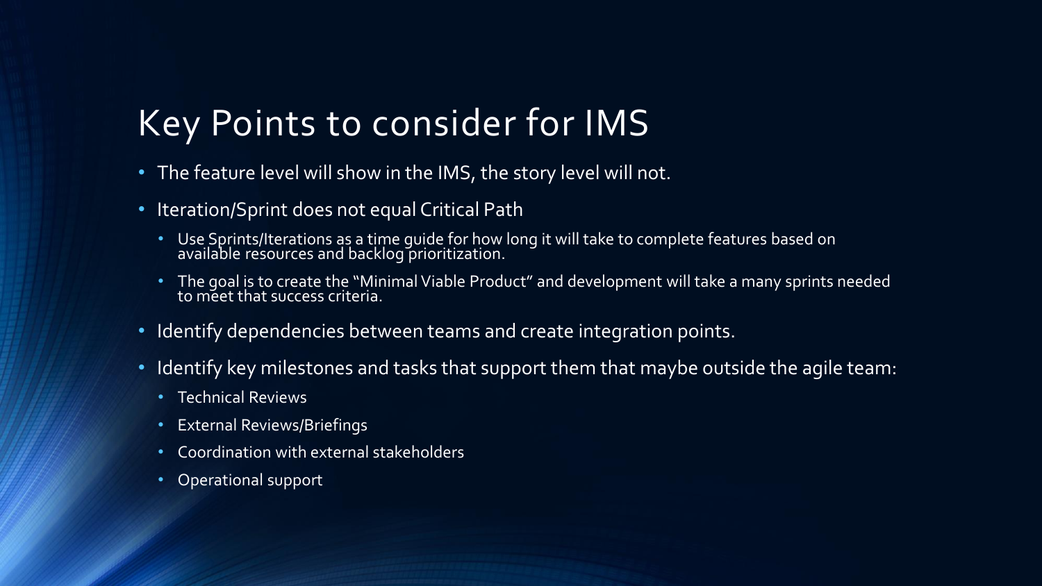# Key Points to consider for IMS

- The feature level will show in the IMS, the story level will not.
- Iteration/Sprint does not equal Critical Path
  - Use Sprints/Iterations as a time guide for how long it will take to complete features based on available resources and backlog prioritization.
  - The goal is to create the "Minimal Viable Product" and development will take a many sprints needed to meet that success criteria.
- Identify dependencies between teams and create integration points.
- Identify key milestones and tasks that support them that maybe outside the agile team:
  - Technical Reviews
  - External Reviews/Briefings
  - Coordination with external stakeholders
  - Operational support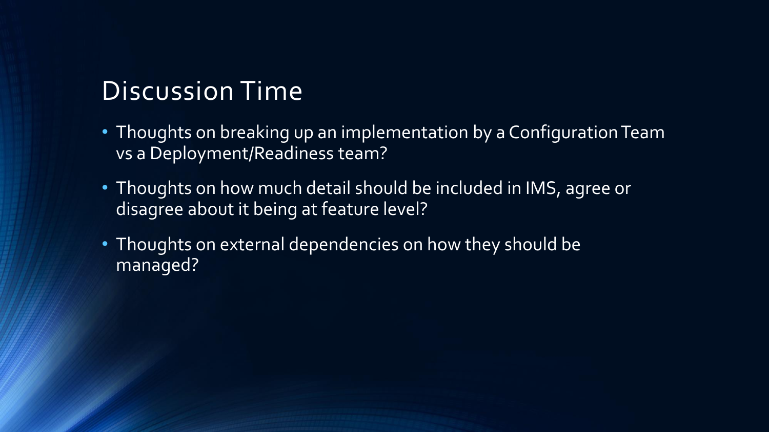# Discussion Time

- Thoughts on breaking up an implementation by a Configuration Team vs a Deployment/Readiness team?
- Thoughts on how much detail should be included in IMS, agree or disagree about it being at feature level?
- Thoughts on external dependencies on how they should be managed?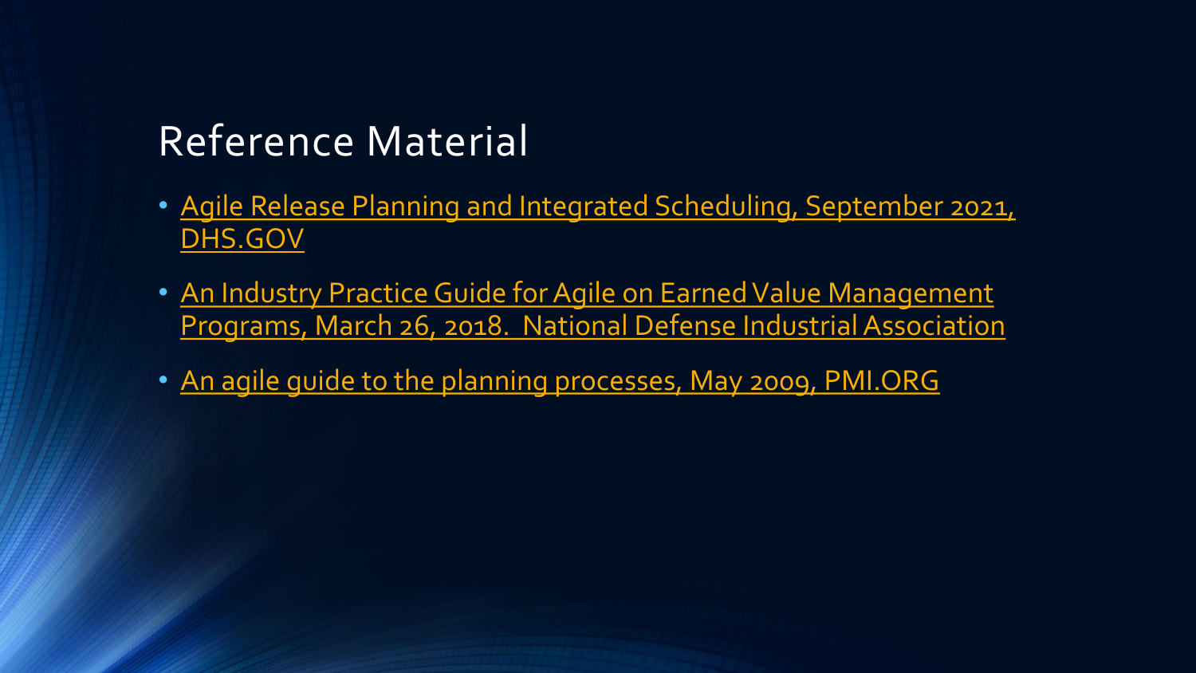# Reference Material

- Agile Release Planning and Integrated Scheduling, September 2021, DHS.GOV
- An Industry Practice Guide for Agile on Earned Value Management Programs, March 26, 2018. National Defense Industrial Association
- An agile guide to the planning processes, May 2009, PMI.ORG